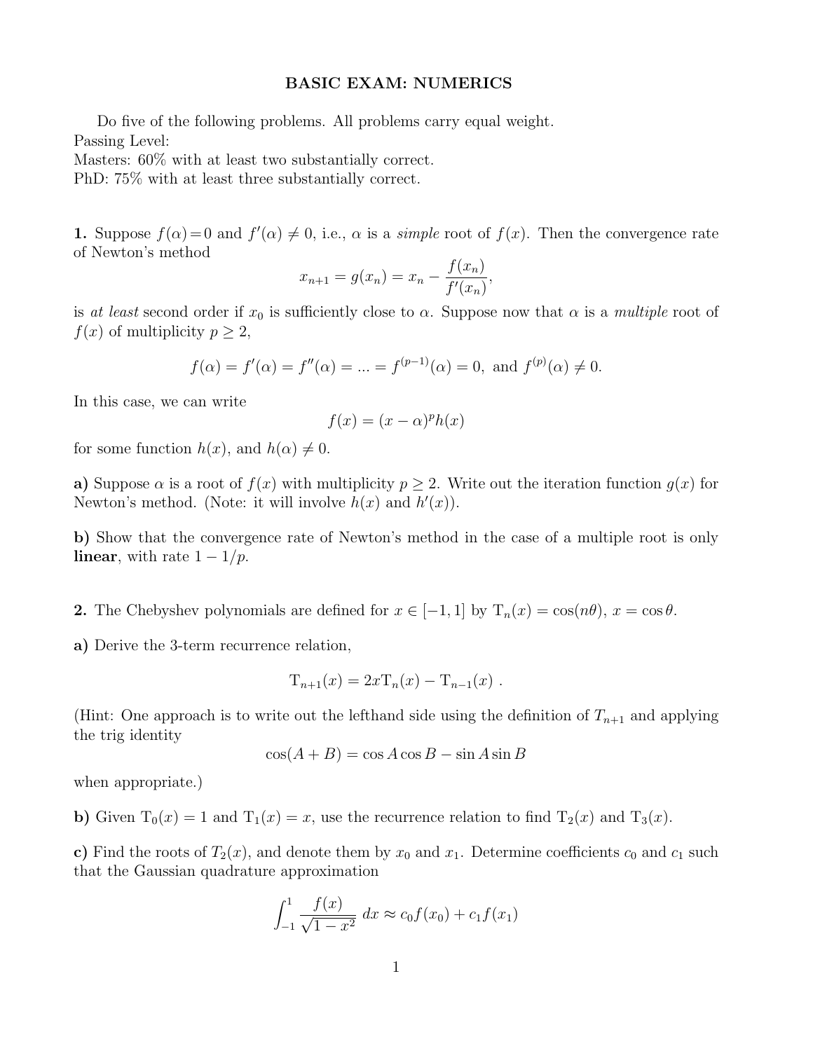# BASIC EXAM: NUMERICS

Do five of the following problems. All problems carry equal weight.
Passing Level:
Masters: 60% with at least two substantially correct.
PhD: 75% with at least three substantially correct.

**1.** Suppose $f(\alpha) = 0$ and $f'(\alpha) \neq 0$, i.e., $\alpha$ is a *simple* root of $f(x)$. Then the convergence rate of Newton's method

$$x_{n+1} = g(x_n) = x_n - \frac{f(x_n)}{f'(x_n)},$$

is *at least* second order if $x_0$ is sufficiently close to $\alpha$. Suppose now that $\alpha$ is a *multiple* root of $f(x)$ of multiplicity $p \geq 2$,

$$f(\alpha) = f'(\alpha) = f''(\alpha) = ... = f^{(p-1)}(\alpha) = 0, \text{ and } f^{(p)}(\alpha) \neq 0.$$

In this case, we can write

$$f(x) = (x - \alpha)^p h(x)$$

for some function $h(x)$, and $h(\alpha) \neq 0$.

**a)** Suppose $\alpha$ is a root of $f(x)$ with multiplicity $p \geq 2$. Write out the iteration function $g(x)$ for Newton's method. (Note: it will involve $h(x)$ and $h'(x)$).

**b)** Show that the convergence rate of Newton's method in the case of a multiple root is only **linear**, with rate $1 - 1/p$.

**2.** The Chebyshev polynomials are defined for $x \in [-1, 1]$ by $\mathrm{T}_n(x) = \cos(n\theta)$, $x = \cos\theta$.

**a)** Derive the 3-term recurrence relation,

$$\mathrm{T}_{n+1}(x) = 2x\mathrm{T}_n(x) - \mathrm{T}_{n-1}(x) \ .$$

(Hint: One approach is to write out the lefthand side using the definition of $T_{n+1}$ and applying the trig identity

$$\cos(A + B) = \cos A \cos B - \sin A \sin B$$

when appropriate.)

**b)** Given $\mathrm{T}_0(x) = 1$ and $\mathrm{T}_1(x) = x$, use the recurrence relation to find $\mathrm{T}_2(x)$ and $\mathrm{T}_3(x)$.

**c)** Find the roots of $T_2(x)$, and denote them by $x_0$ and $x_1$. Determine coefficients $c_0$ and $c_1$ such that the Gaussian quadrature approximation

$$\int_{-1}^{1} \frac{f(x)}{\sqrt{1 - x^2}} \, dx \approx c_0 f(x_0) + c_1 f(x_1)$$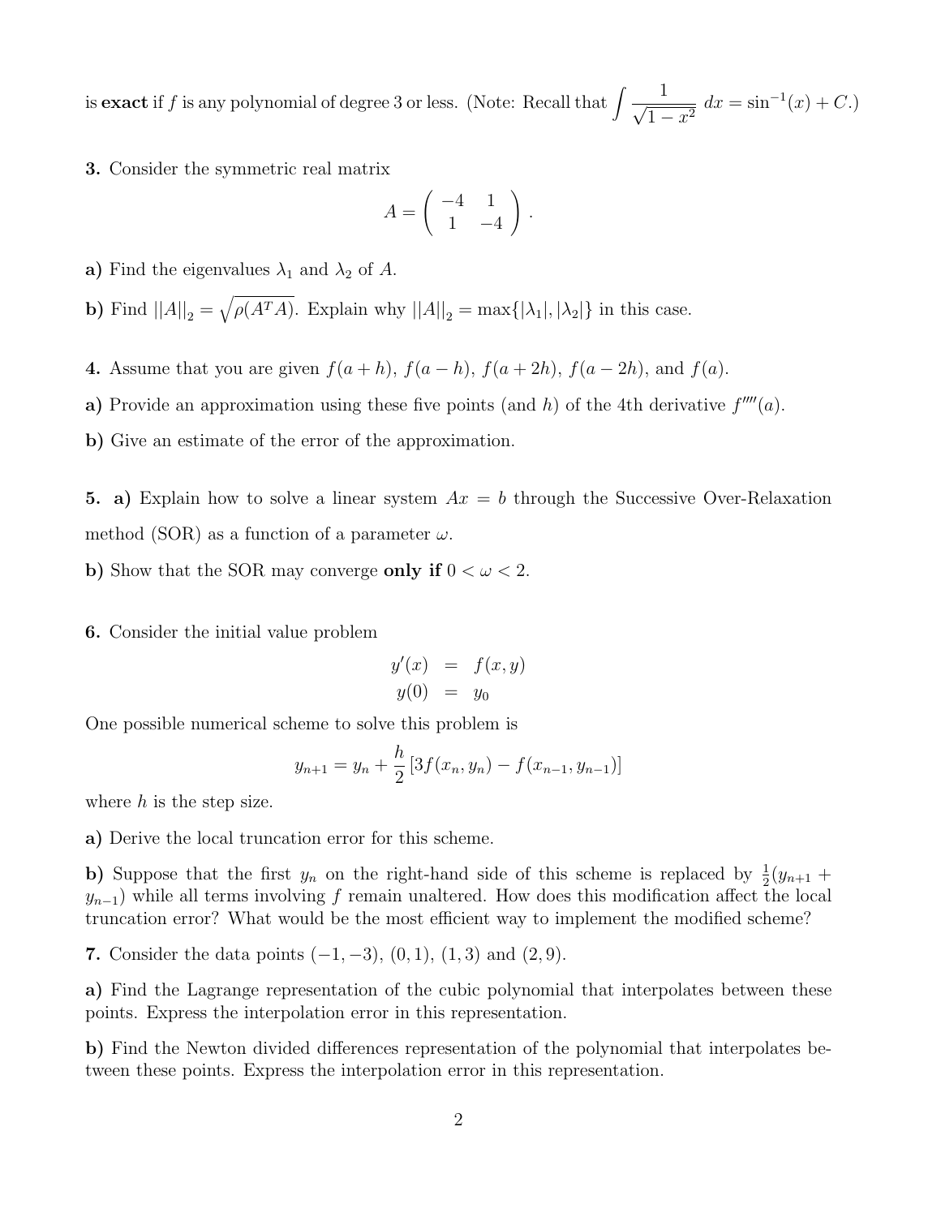is **exact** if $f$ is any polynomial of degree 3 or less. (Note: Recall that $\int \frac{1}{\sqrt{1-x^2}}\, dx = \sin^{-1}(x) + C$.)

**3.** Consider the symmetric real matrix

$$A = \begin{pmatrix} -4 & 1 \\ 1 & -4 \end{pmatrix}.$$

**a)** Find the eigenvalues $\lambda_1$ and $\lambda_2$ of $A$.

**b)** Find $||A||_2 = \sqrt{\rho(A^T A)}$. Explain why $||A||_2 = \max\{|\lambda_1|, |\lambda_2|\}$ in this case.

**4.** Assume that you are given $f(a+h)$, $f(a-h)$, $f(a+2h)$, $f(a-2h)$, and $f(a)$.

**a)** Provide an approximation using these five points (and $h$) of the 4th derivative $f''''(a)$.

**b)** Give an estimate of the error of the approximation.

**5. a)** Explain how to solve a linear system $Ax = b$ through the Successive Over-Relaxation method (SOR) as a function of a parameter $\omega$.

**b)** Show that the SOR may converge **only if** $0 < \omega < 2$.

**6.** Consider the initial value problem

$$\begin{aligned} y'(x) &= f(x, y) \\ y(0) &= y_0 \end{aligned}$$

One possible numerical scheme to solve this problem is

$$y_{n+1} = y_n + \frac{h}{2}\left[3f(x_n, y_n) - f(x_{n-1}, y_{n-1})\right]$$

where $h$ is the step size.

**a)** Derive the local truncation error for this scheme.

**b)** Suppose that the first $y_n$ on the right-hand side of this scheme is replaced by $\frac{1}{2}(y_{n+1} + y_{n-1})$ while all terms involving $f$ remain unaltered. How does this modification affect the local truncation error? What would be the most efficient way to implement the modified scheme?

**7.** Consider the data points $(-1, -3)$, $(0, 1)$, $(1, 3)$ and $(2, 9)$.

**a)** Find the Lagrange representation of the cubic polynomial that interpolates between these points. Express the interpolation error in this representation.

**b)** Find the Newton divided differences representation of the polynomial that interpolates between these points. Express the interpolation error in this representation.